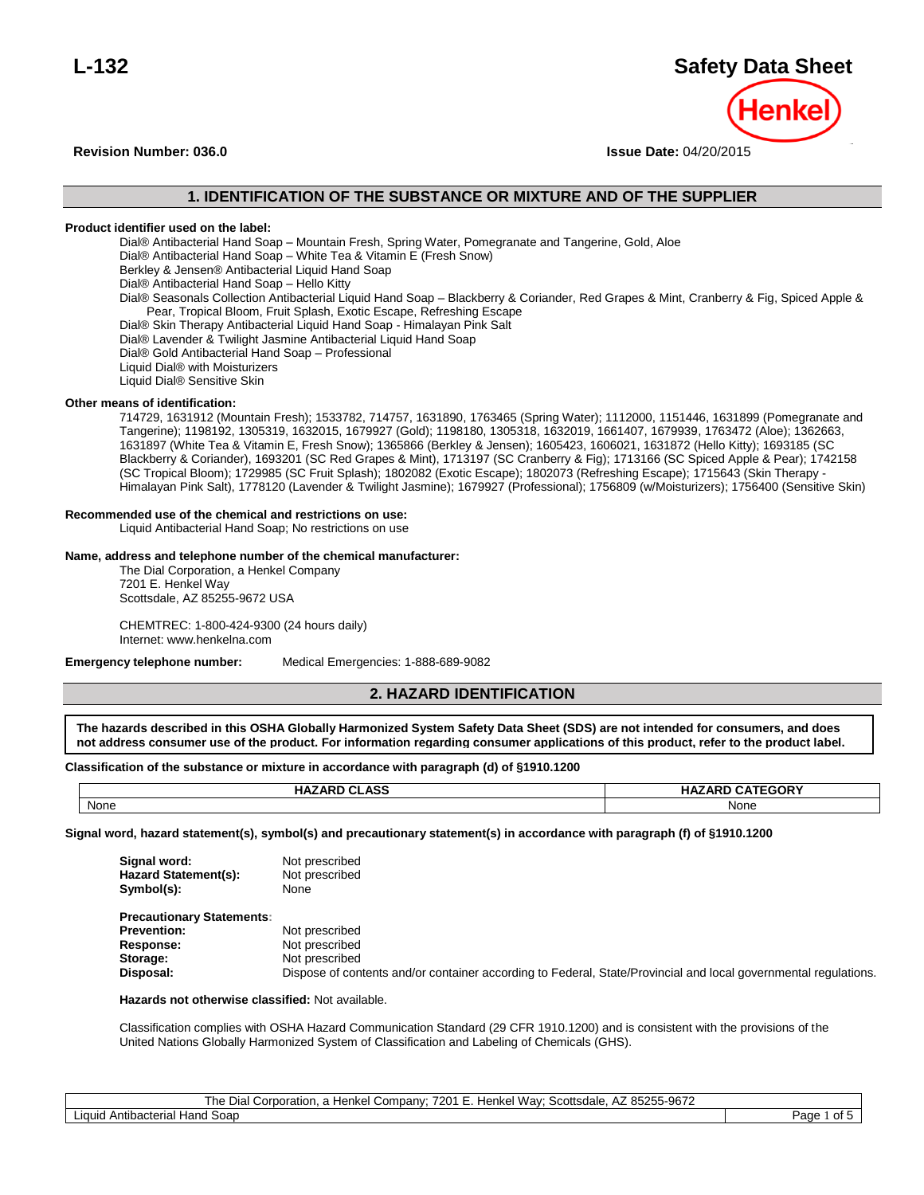# L-132

# Safety Data Sheet

Henkel

**Revision Number: 036.0**

**Issue Date:** 04/20/2015

## 1. IDENTIFICATION OF THE SUBSTANCE OR MIXTURE AND OF THE SUPPLIER

**Product identifier used on the label:**

Dial® Antibacterial Hand Soap – Mountain Fresh, Spring Water, Pomegranate and Tangerine, Gold, Aloe
Dial® Antibacterial Hand Soap – White Tea & Vitamin E (Fresh Snow)
Berkley & Jensen® Antibacterial Liquid Hand Soap
Dial® Antibacterial Hand Soap – Hello Kitty
Dial® Seasonals Collection Antibacterial Liquid Hand Soap – Blackberry & Coriander, Red Grapes & Mint, Cranberry & Fig, Spiced Apple & Pear, Tropical Bloom, Fruit Splash, Exotic Escape, Refreshing Escape
Dial® Skin Therapy Antibacterial Liquid Hand Soap - Himalayan Pink Salt
Dial® Lavender & Twilight Jasmine Antibacterial Liquid Hand Soap
Dial® Gold Antibacterial Hand Soap – Professional
Liquid Dial® with Moisturizers
Liquid Dial® Sensitive Skin

**Other means of identification:**

714729, 1631912 (Mountain Fresh); 1533782, 714757, 1631890, 1763465 (Spring Water); 1112000, 1151446, 1631899 (Pomegranate and Tangerine); 1198192, 1305319, 1632015, 1679927 (Gold); 1198180, 1305318, 1632019, 1661407, 1679939, 1763472 (Aloe); 1362663, 1631897 (White Tea & Vitamin E, Fresh Snow); 1365866 (Berkley & Jensen); 1605423, 1606021, 1631872 (Hello Kitty); 1693185 (SC Blackberry & Coriander), 1693201 (SC Red Grapes & Mint), 1713197 (SC Cranberry & Fig); 1713166 (SC Spiced Apple & Pear); 1742158 (SC Tropical Bloom); 1729985 (SC Fruit Splash); 1802082 (Exotic Escape); 1802073 (Refreshing Escape); 1715643 (Skin Therapy - Himalayan Pink Salt); 1778120 (Lavender & Twilight Jasmine); 1679927 (Professional); 1756809 (w/Moisturizers); 1756400 (Sensitive Skin)

**Recommended use of the chemical and restrictions on use:**

Liquid Antibacterial Hand Soap; No restrictions on use

**Name, address and telephone number of the chemical manufacturer:**

The Dial Corporation, a Henkel Company
7201 E. Henkel Way
Scottsdale, AZ 85255-9672 USA

CHEMTREC: 1-800-424-9300 (24 hours daily)
Internet: www.henkelna.com

**Emergency telephone number:** Medical Emergencies: 1-888-689-9082

## 2. HAZARD IDENTIFICATION

**The hazards described in this OSHA Globally Harmonized System Safety Data Sheet (SDS) are not intended for consumers, and does not address consumer use of the product. For information regarding consumer applications of this product, refer to the product label.**

**Classification of the substance or mixture in accordance with paragraph (d) of §1910.1200**

| HAZARD CLASS | HAZARD CATEGORY |
| --- | --- |
| None | None |

**Signal word, hazard statement(s), symbol(s) and precautionary statement(s) in accordance with paragraph (f) of §1910.1200**

**Signal word:** Not prescribed
**Hazard Statement(s):** Not prescribed
**Symbol(s):** None

**Precautionary Statements:**
**Prevention:** Not prescribed
**Response:** Not prescribed
**Storage:** Not prescribed
**Disposal:** Dispose of contents and/or container according to Federal, State/Provincial and local governmental regulations.

**Hazards not otherwise classified:** Not available.

Classification complies with OSHA Hazard Communication Standard (29 CFR 1910.1200) and is consistent with the provisions of the United Nations Globally Harmonized System of Classification and Labeling of Chemicals (GHS).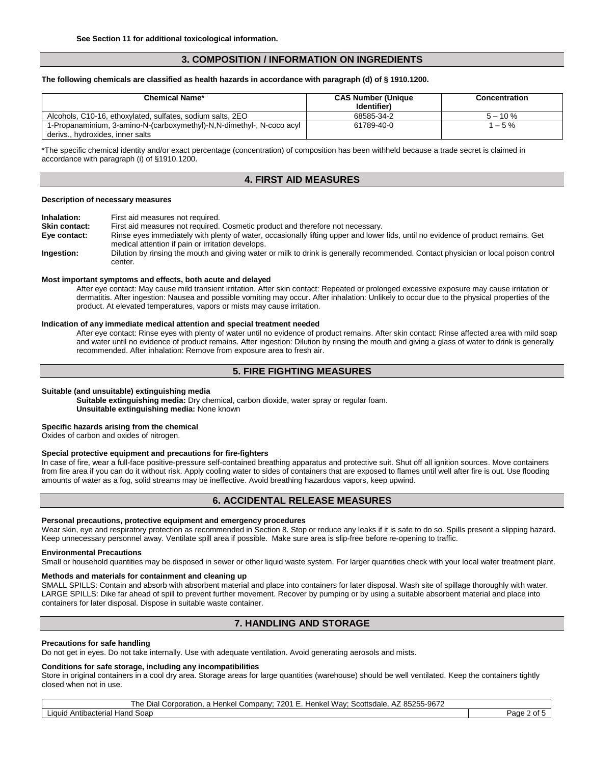**See Section 11 for additional toxicological information.**

## 3. COMPOSITION / INFORMATION ON INGREDIENTS

**The following chemicals are classified as health hazards in accordance with paragraph (d) of § 1910.1200.**

| Chemical Name* | CAS Number (Unique Identifier) | Concentration |
|---|---|---|
| Alcohols, C10-16, ethoxylated, sulfates, sodium salts, 2EO | 68585-34-2 | 5 – 10 % |
| 1-Propanaminium, 3-amino-N-(carboxymethyl)-N,N-dimethyl-, N-coco acyl derivs., hydroxides, inner salts | 61789-40-0 | 1 – 5 % |

*The specific chemical identity and/or exact percentage (concentration) of composition has been withheld because a trade secret is claimed in accordance with paragraph (i) of §1910.1200.

## 4. FIRST AID MEASURES

**Description of necessary measures**

**Inhalation:** First aid measures not required.
**Skin contact:** First aid measures not required. Cosmetic product and therefore not necessary.
**Eye contact:** Rinse eyes immediately with plenty of water, occasionally lifting upper and lower lids, until no evidence of product remains. Get medical attention if pain or irritation develops.
**Ingestion:** Dilution by rinsing the mouth and giving water or milk to drink is generally recommended. Contact physician or local poison control center.

**Most important symptoms and effects, both acute and delayed**

After eye contact: May cause mild transient irritation. After skin contact: Repeated or prolonged excessive exposure may cause irritation or dermatitis. After ingestion: Nausea and possible vomiting may occur. After inhalation: Unlikely to occur due to the physical properties of the product. At elevated temperatures, vapors or mists may cause irritation.

**Indication of any immediate medical attention and special treatment needed**

After eye contact: Rinse eyes with plenty of water until no evidence of product remains. After skin contact: Rinse affected area with mild soap and water until no evidence of product remains. After ingestion: Dilution by rinsing the mouth and giving a glass of water to drink is generally recommended. After inhalation: Remove from exposure area to fresh air.

## 5. FIRE FIGHTING MEASURES

**Suitable (and unsuitable) extinguishing media**

**Suitable extinguishing media:** Dry chemical, carbon dioxide, water spray or regular foam.
**Unsuitable extinguishing media:** None known

**Specific hazards arising from the chemical**

Oxides of carbon and oxides of nitrogen.

**Special protective equipment and precautions for fire-fighters**

In case of fire, wear a full-face positive-pressure self-contained breathing apparatus and protective suit. Shut off all ignition sources. Move containers from fire area if you can do it without risk. Apply cooling water to sides of containers that are exposed to flames until well after fire is out. Use flooding amounts of water as a fog, solid streams may be ineffective. Avoid breathing hazardous vapors, keep upwind.

## 6. ACCIDENTAL RELEASE MEASURES

**Personal precautions, protective equipment and emergency procedures**

Wear skin, eye and respiratory protection as recommended in Section 8. Stop or reduce any leaks if it is safe to do so. Spills present a slipping hazard. Keep unnecessary personnel away. Ventilate spill area if possible. Make sure area is slip-free before re-opening to traffic.

**Environmental Precautions**

Small or household quantities may be disposed in sewer or other liquid waste system. For larger quantities check with your local water treatment plant.

**Methods and materials for containment and cleaning up**

SMALL SPILLS: Contain and absorb with absorbent material and place into containers for later disposal. Wash site of spillage thoroughly with water. LARGE SPILLS: Dike far ahead of spill to prevent further movement. Recover by pumping or by using a suitable absorbent material and place into containers for later disposal. Dispose in suitable waste container.

## 7. HANDLING AND STORAGE

**Precautions for safe handling**

Do not get in eyes. Do not take internally. Use with adequate ventilation. Avoid generating aerosols and mists.

**Conditions for safe storage, including any incompatibilities**

Store in original containers in a cool dry area. Storage areas for large quantities (warehouse) should be well ventilated. Keep the containers tightly closed when not in use.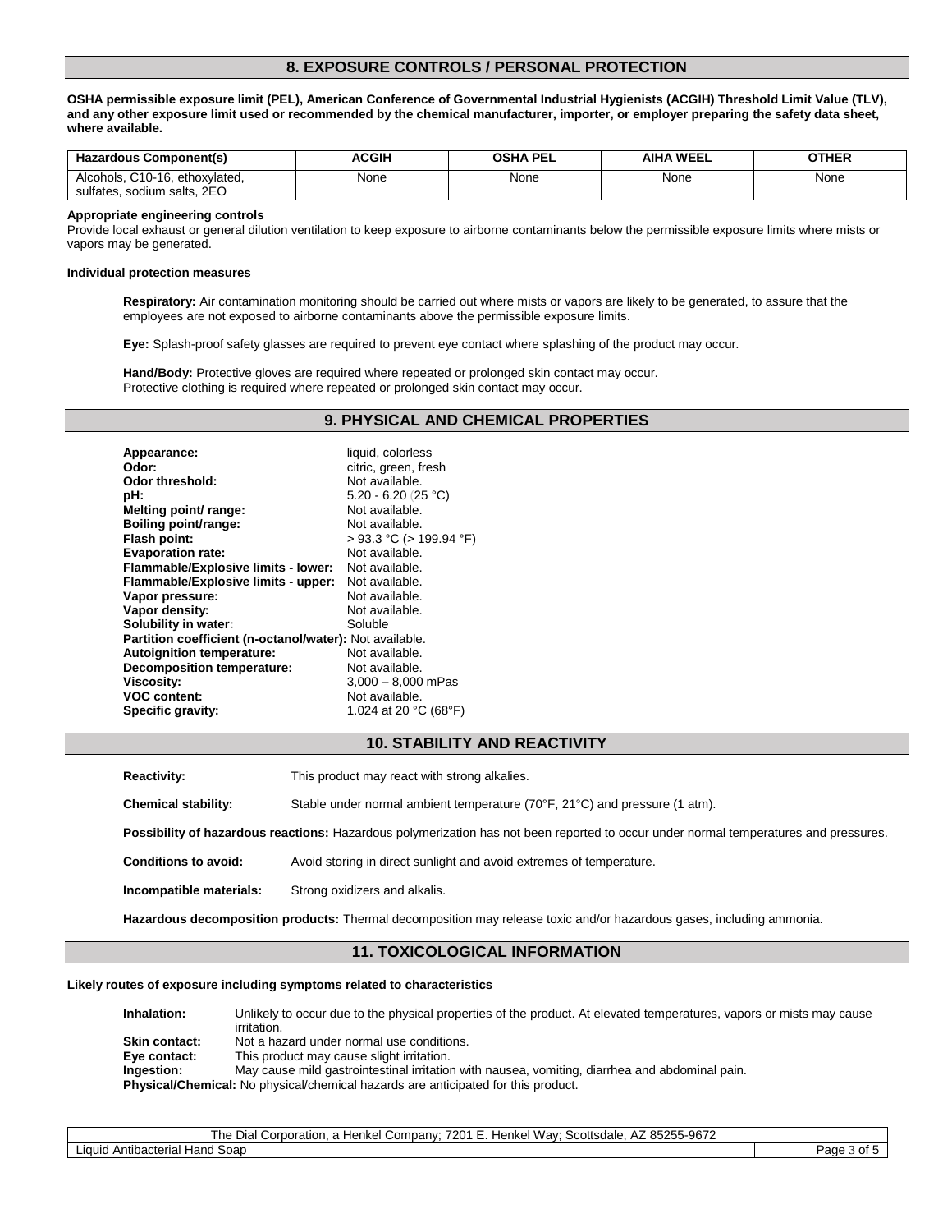## 8. EXPOSURE CONTROLS / PERSONAL PROTECTION

**OSHA permissible exposure limit (PEL), American Conference of Governmental Industrial Hygienists (ACGIH) Threshold Limit Value (TLV), and any other exposure limit used or recommended by the chemical manufacturer, importer, or employer preparing the safety data sheet, where available.**

| Hazardous Component(s) | ACGIH | OSHA PEL | AIHA WEEL | OTHER |
|---|---|---|---|---|
| Alcohols, C10-16, ethoxylated, sulfates, sodium salts, 2EO | None | None | None | None |

**Appropriate engineering controls**

Provide local exhaust or general dilution ventilation to keep exposure to airborne contaminants below the permissible exposure limits where mists or vapors may be generated.

**Individual protection measures**

**Respiratory:** Air contamination monitoring should be carried out where mists or vapors are likely to be generated, to assure that the employees are not exposed to airborne contaminants above the permissible exposure limits.

**Eye:** Splash-proof safety glasses are required to prevent eye contact where splashing of the product may occur.

**Hand/Body:** Protective gloves are required where repeated or prolonged skin contact may occur.
Protective clothing is required where repeated or prolonged skin contact may occur.

## 9. PHYSICAL AND CHEMICAL PROPERTIES

**Appearance:** liquid, colorless
**Odor:** citric, green, fresh
**Odor threshold:** Not available.
**pH:** 5.20 - 6.20 (25 °C)
**Melting point/ range:** Not available.
**Boiling point/range:** Not available.
**Flash point:** > 93.3 °C (> 199.94 °F)
**Evaporation rate:** Not available.
**Flammable/Explosive limits - lower:** Not available.
**Flammable/Explosive limits - upper:** Not available.
**Vapor pressure:** Not available.
**Vapor density:** Not available.
**Solubility in water:** Soluble
**Partition coefficient (n-octanol/water):** Not available.
**Autoignition temperature:** Not available.
**Decomposition temperature:** Not available.
**Viscosity:** 3,000 – 8,000 mPas
**VOC content:** Not available.
**Specific gravity:** 1.024 at 20 °C (68°F)

## 10. STABILITY AND REACTIVITY

**Reactivity:** This product may react with strong alkalies.

**Chemical stability:** Stable under normal ambient temperature (70°F, 21°C) and pressure (1 atm).

**Possibility of hazardous reactions:** Hazardous polymerization has not been reported to occur under normal temperatures and pressures.

**Conditions to avoid:** Avoid storing in direct sunlight and avoid extremes of temperature.

**Incompatible materials:** Strong oxidizers and alkalis.

**Hazardous decomposition products:** Thermal decomposition may release toxic and/or hazardous gases, including ammonia.

## 11. TOXICOLOGICAL INFORMATION

**Likely routes of exposure including symptoms related to characteristics**

**Inhalation:** Unlikely to occur due to the physical properties of the product. At elevated temperatures, vapors or mists may cause irritation.
**Skin contact:** Not a hazard under normal use conditions.
**Eye contact:** This product may cause slight irritation.
**Ingestion:** May cause mild gastrointestinal irritation with nausea, vomiting, diarrhea and abdominal pain.
**Physical/Chemical:** No physical/chemical hazards are anticipated for this product.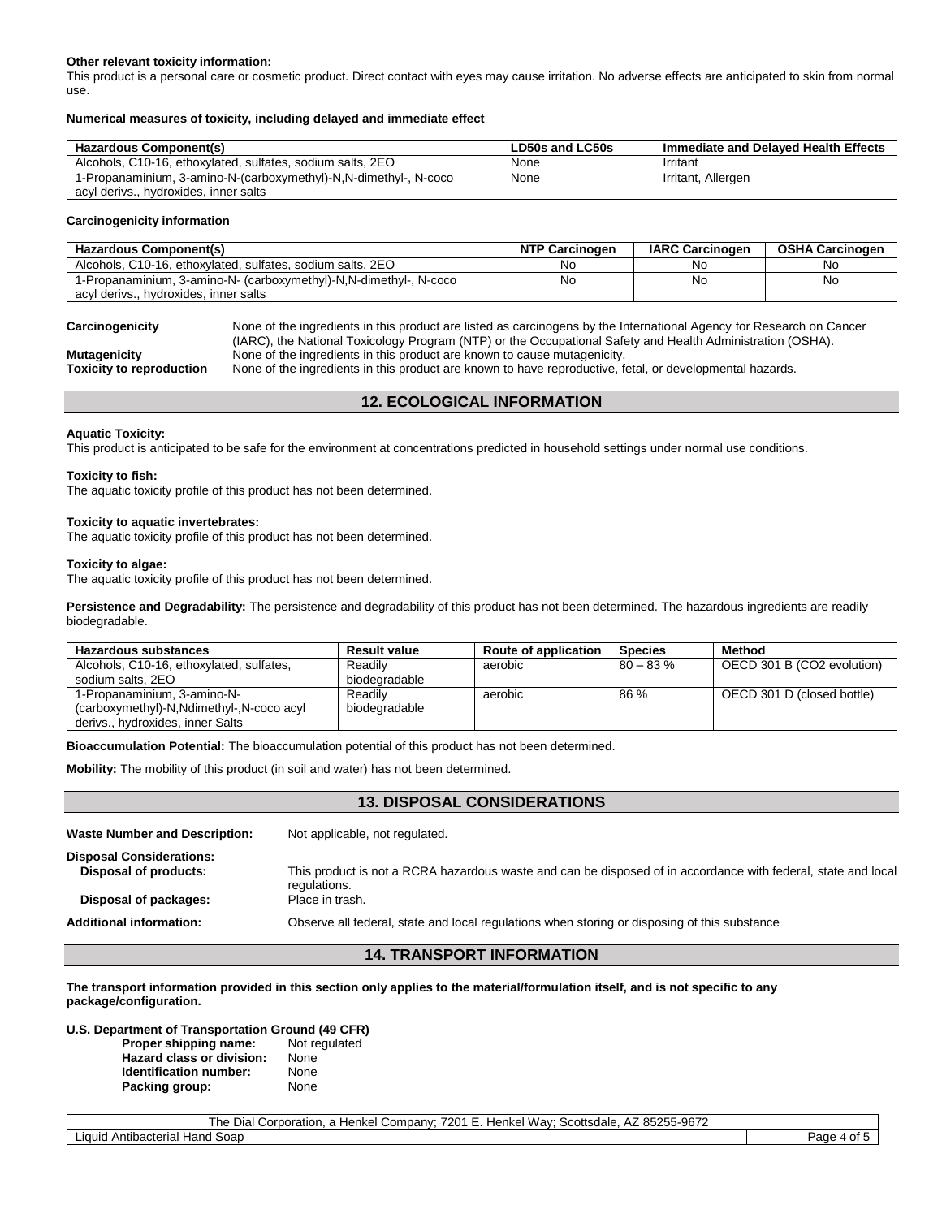**Other relevant toxicity information:**
This product is a personal care or cosmetic product. Direct contact with eyes may cause irritation. No adverse effects are anticipated to skin from normal use.

**Numerical measures of toxicity, including delayed and immediate effect**

| Hazardous Component(s) | LD50s and LC50s | Immediate and Delayed Health Effects |
|---|---|---|
| Alcohols, C10-16, ethoxylated, sulfates, sodium salts, 2EO | None | Irritant |
| 1-Propanaminium, 3-amino-N-(carboxymethyl)-N,N-dimethyl-, N-coco acyl derivs., hydroxides, inner salts | None | Irritant, Allergen |

**Carcinogenicity information**

| Hazardous Component(s) | NTP Carcinogen | IARC Carcinogen | OSHA Carcinogen |
|---|---|---|---|
| Alcohols, C10-16, ethoxylated, sulfates, sodium salts, 2EO | No | No | No |
| 1-Propanaminium, 3-amino-N- (carboxymethyl)-N,N-dimethyl-, N-coco acyl derivs., hydroxides, inner salts | No | No | No |

**Carcinogenicity** None of the ingredients in this product are listed as carcinogens by the International Agency for Research on Cancer (IARC), the National Toxicology Program (NTP) or the Occupational Safety and Health Administration (OSHA).
**Mutagenicity** None of the ingredients in this product are known to cause mutagenicity.
**Toxicity to reproduction** None of the ingredients in this product are known to have reproductive, fetal, or developmental hazards.

## 12. ECOLOGICAL INFORMATION

**Aquatic Toxicity:**
This product is anticipated to be safe for the environment at concentrations predicted in household settings under normal use conditions.

**Toxicity to fish:**
The aquatic toxicity profile of this product has not been determined.

**Toxicity to aquatic invertebrates:**
The aquatic toxicity profile of this product has not been determined.

**Toxicity to algae:**
The aquatic toxicity profile of this product has not been determined.

**Persistence and Degradability:** The persistence and degradability of this product has not been determined. The hazardous ingredients are readily biodegradable.

| Hazardous substances | Result value | Route of application | Species | Method |
|---|---|---|---|---|
| Alcohols, C10-16, ethoxylated, sulfates, sodium salts, 2EO | Readily biodegradable | aerobic | 80 – 83 % | OECD 301 B (CO2 evolution) |
| 1-Propanaminium, 3-amino-N- (carboxymethyl)-N,Ndimethyl-,N-coco acyl derivs., hydroxides, inner Salts | Readily biodegradable | aerobic | 86 % | OECD 301 D (closed bottle) |

**Bioaccumulation Potential:** The bioaccumulation potential of this product has not been determined.

**Mobility:** The mobility of this product (in soil and water) has not been determined.

## 13. DISPOSAL CONSIDERATIONS

**Waste Number and Description:** Not applicable, not regulated.

**Disposal Considerations:**
**Disposal of products:** This product is not a RCRA hazardous waste and can be disposed of in accordance with federal, state and local regulations.
**Disposal of packages:** Place in trash.

**Additional information:** Observe all federal, state and local regulations when storing or disposing of this substance

## 14. TRANSPORT INFORMATION

**The transport information provided in this section only applies to the material/formulation itself, and is not specific to any package/configuration.**

**U.S. Department of Transportation Ground (49 CFR)**
- **Proper shipping name:** Not regulated
- **Hazard class or division:** None
- **Identification number:** None
- **Packing group:** None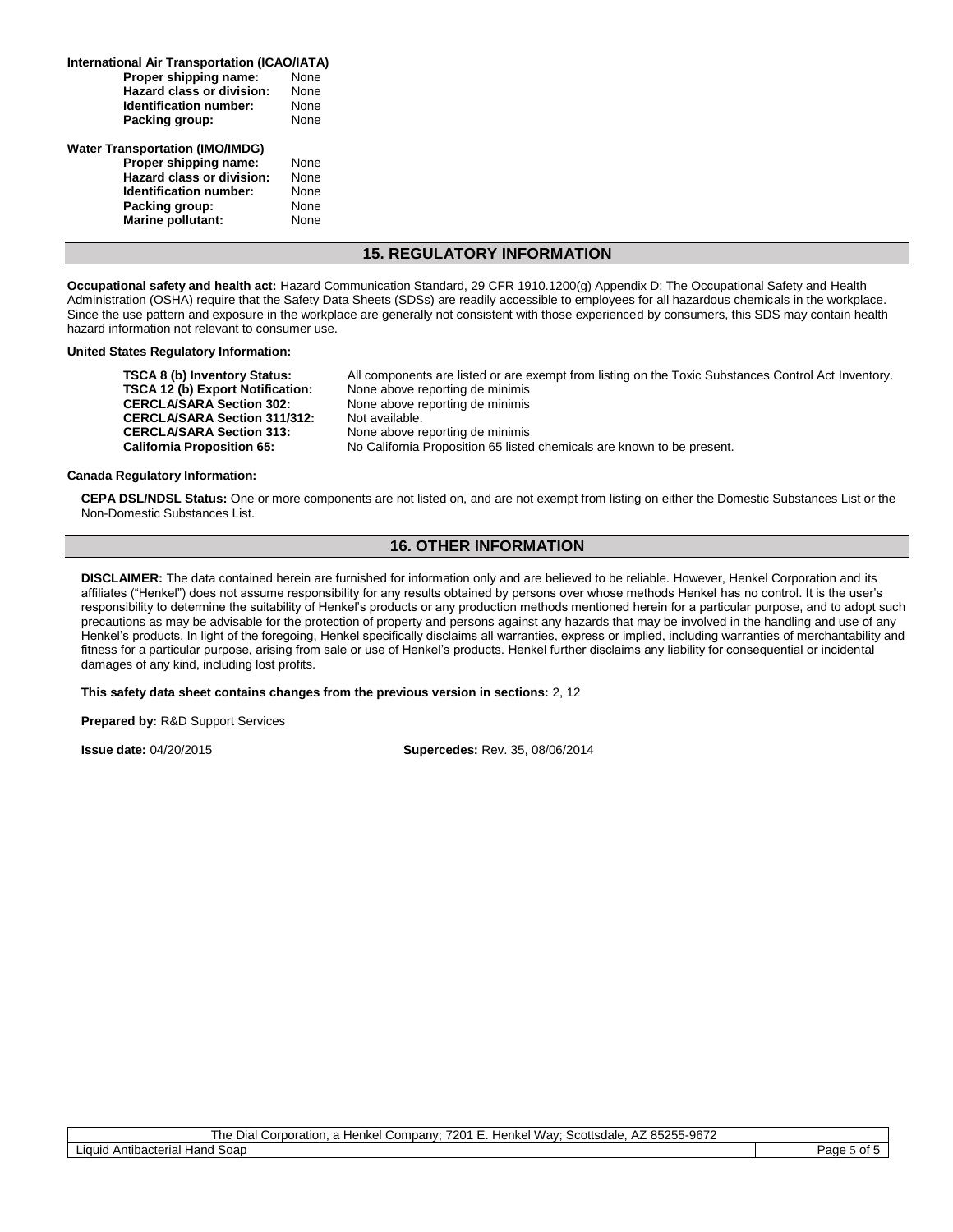**International Air Transportation (ICAO/IATA)**

| | |
|---|---|
| **Proper shipping name:** | None |
| **Hazard class or division:** | None |
| **Identification number:** | None |
| **Packing group:** | None |

**Water Transportation (IMO/IMDG)**

| | |
|---|---|
| **Proper shipping name:** | None |
| **Hazard class or division:** | None |
| **Identification number:** | None |
| **Packing group:** | None |
| **Marine pollutant:** | None |

## 15. REGULATORY INFORMATION

**Occupational safety and health act:** Hazard Communication Standard, 29 CFR 1910.1200(g) Appendix D: The Occupational Safety and Health Administration (OSHA) require that the Safety Data Sheets (SDSs) are readily accessible to employees for all hazardous chemicals in the workplace. Since the use pattern and exposure in the workplace are generally not consistent with those experienced by consumers, this SDS may contain health hazard information not relevant to consumer use.

**United States Regulatory Information:**

| | |
|---|---|
| **TSCA 8 (b) Inventory Status:** | All components are listed or are exempt from listing on the Toxic Substances Control Act Inventory. |
| **TSCA 12 (b) Export Notification:** | None above reporting de minimis |
| **CERCLA/SARA Section 302:** | None above reporting de minimis |
| **CERCLA/SARA Section 311/312:** | Not available. |
| **CERCLA/SARA Section 313:** | None above reporting de minimis |
| **California Proposition 65:** | No California Proposition 65 listed chemicals are known to be present. |

**Canada Regulatory Information:**

**CEPA DSL/NDSL Status:** One or more components are not listed on, and are not exempt from listing on either the Domestic Substances List or the Non-Domestic Substances List.

## 16. OTHER INFORMATION

**DISCLAIMER:** The data contained herein are furnished for information only and are believed to be reliable. However, Henkel Corporation and its affiliates ("Henkel") does not assume responsibility for any results obtained by persons over whose methods Henkel has no control. It is the user's responsibility to determine the suitability of Henkel's products or any production methods mentioned herein for a particular purpose, and to adopt such precautions as may be advisable for the protection of property and persons against any hazards that may be involved in the handling and use of any Henkel's products. In light of the foregoing, Henkel specifically disclaims all warranties, express or implied, including warranties of merchantability and fitness for a particular purpose, arising from sale or use of Henkel's products. Henkel further disclaims any liability for consequential or incidental damages of any kind, including lost profits.

**This safety data sheet contains changes from the previous version in sections:** 2, 12

**Prepared by:** R&D Support Services

**Issue date:** 04/20/2015 **Supercedes:** Rev. 35, 08/06/2014